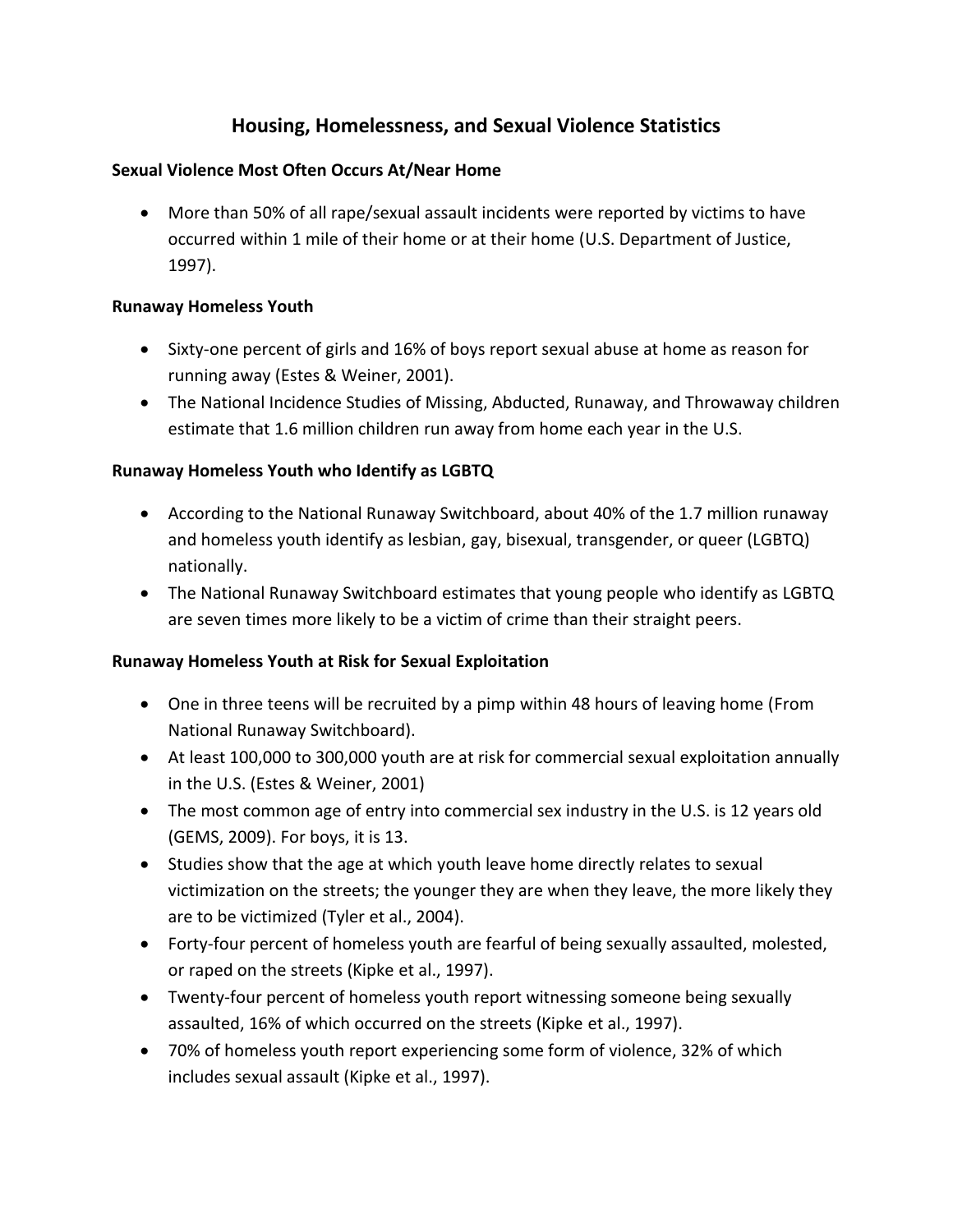# Housing, Homelessness, and Sexual Violence Statistics

### Sexual Violence Most Often Occurs At/Near Home

- More than 50% of all rape/sexual assault incidents were reported by victims to have occurred within 1 mile of their home or at their home (U.S. Department of Justice, 1997).

### Runaway Homeless Youth

- Sixty-one percent of girls and 16% of boys report sexual abuse at home as reason for running away (Estes & Weiner, 2001).
- The National Incidence Studies of Missing, Abducted, Runaway, and Throwaway children estimate that 1.6 million children run away from home each year in the U.S.

### Runaway Homeless Youth who Identify as LGBTQ

- According to the National Runaway Switchboard, about 40% of the 1.7 million runaway and homeless youth identify as lesbian, gay, bisexual, transgender, or queer (LGBTQ) nationally.
- The National Runaway Switchboard estimates that young people who identify as LGBTQ are seven times more likely to be a victim of crime than their straight peers.

### Runaway Homeless Youth at Risk for Sexual Exploitation

- One in three teens will be recruited by a pimp within 48 hours of leaving home (From National Runaway Switchboard).
- At least 100,000 to 300,000 youth are at risk for commercial sexual exploitation annually in the U.S. (Estes & Weiner, 2001)
- The most common age of entry into commercial sex industry in the U.S. is 12 years old (GEMS, 2009). For boys, it is 13.
- Studies show that the age at which youth leave home directly relates to sexual victimization on the streets; the younger they are when they leave, the more likely they are to be victimized (Tyler et al., 2004).
- Forty-four percent of homeless youth are fearful of being sexually assaulted, molested, or raped on the streets (Kipke et al., 1997).
- Twenty-four percent of homeless youth report witnessing someone being sexually assaulted, 16% of which occurred on the streets (Kipke et al., 1997).
- 70% of homeless youth report experiencing some form of violence, 32% of which includes sexual assault (Kipke et al., 1997).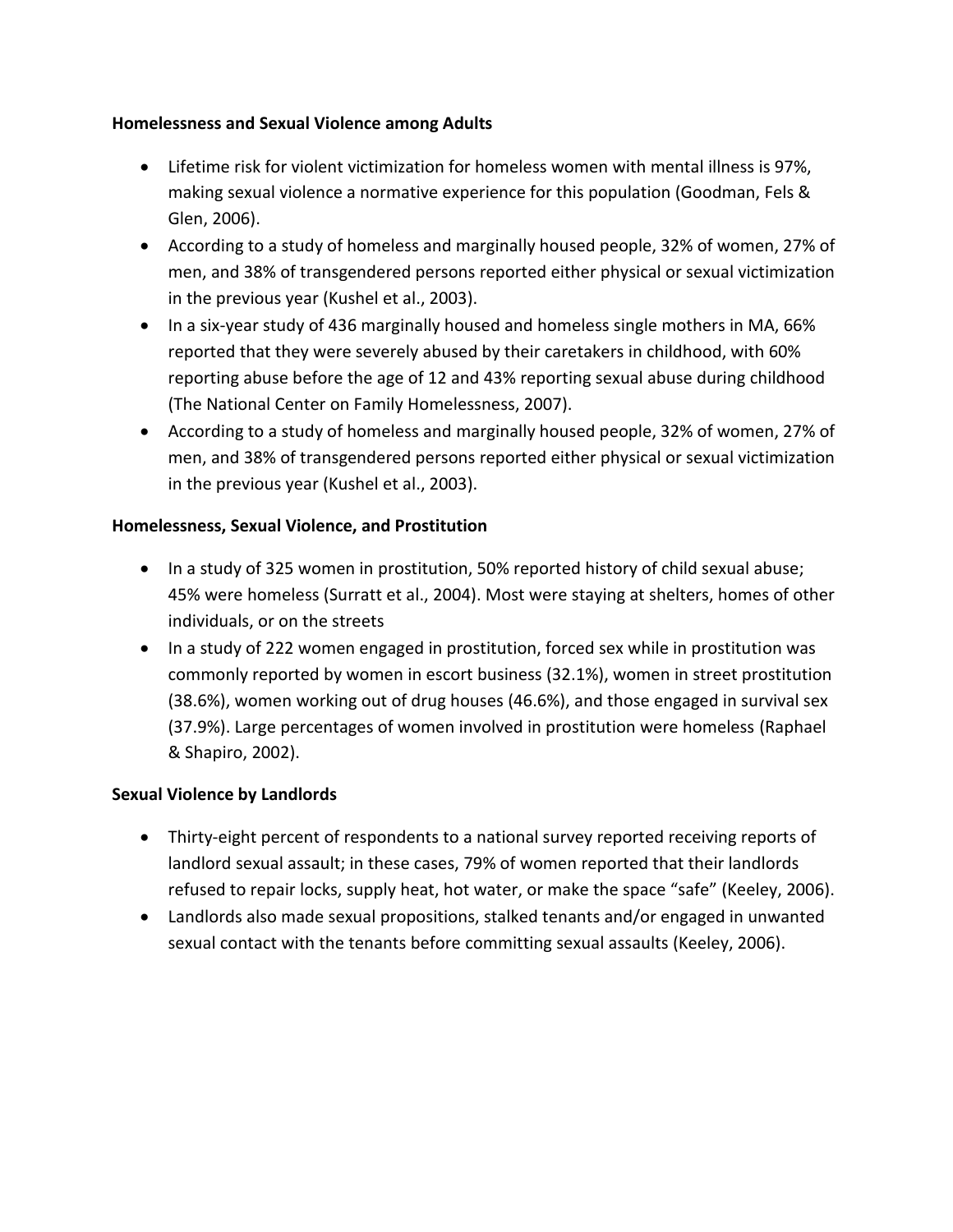**Homelessness and Sexual Violence among Adults**

- Lifetime risk for violent victimization for homeless women with mental illness is 97%, making sexual violence a normative experience for this population (Goodman, Fels & Glen, 2006).
- According to a study of homeless and marginally housed people, 32% of women, 27% of men, and 38% of transgendered persons reported either physical or sexual victimization in the previous year (Kushel et al., 2003).
- In a six-year study of 436 marginally housed and homeless single mothers in MA, 66% reported that they were severely abused by their caretakers in childhood, with 60% reporting abuse before the age of 12 and 43% reporting sexual abuse during childhood (The National Center on Family Homelessness, 2007).
- According to a study of homeless and marginally housed people, 32% of women, 27% of men, and 38% of transgendered persons reported either physical or sexual victimization in the previous year (Kushel et al., 2003).

**Homelessness, Sexual Violence, and Prostitution**

- In a study of 325 women in prostitution, 50% reported history of child sexual abuse; 45% were homeless (Surratt et al., 2004). Most were staying at shelters, homes of other individuals, or on the streets
- In a study of 222 women engaged in prostitution, forced sex while in prostitution was commonly reported by women in escort business (32.1%), women in street prostitution (38.6%), women working out of drug houses (46.6%), and those engaged in survival sex (37.9%). Large percentages of women involved in prostitution were homeless (Raphael & Shapiro, 2002).

**Sexual Violence by Landlords**

- Thirty-eight percent of respondents to a national survey reported receiving reports of landlord sexual assault; in these cases, 79% of women reported that their landlords refused to repair locks, supply heat, hot water, or make the space "safe" (Keeley, 2006).
- Landlords also made sexual propositions, stalked tenants and/or engaged in unwanted sexual contact with the tenants before committing sexual assaults (Keeley, 2006).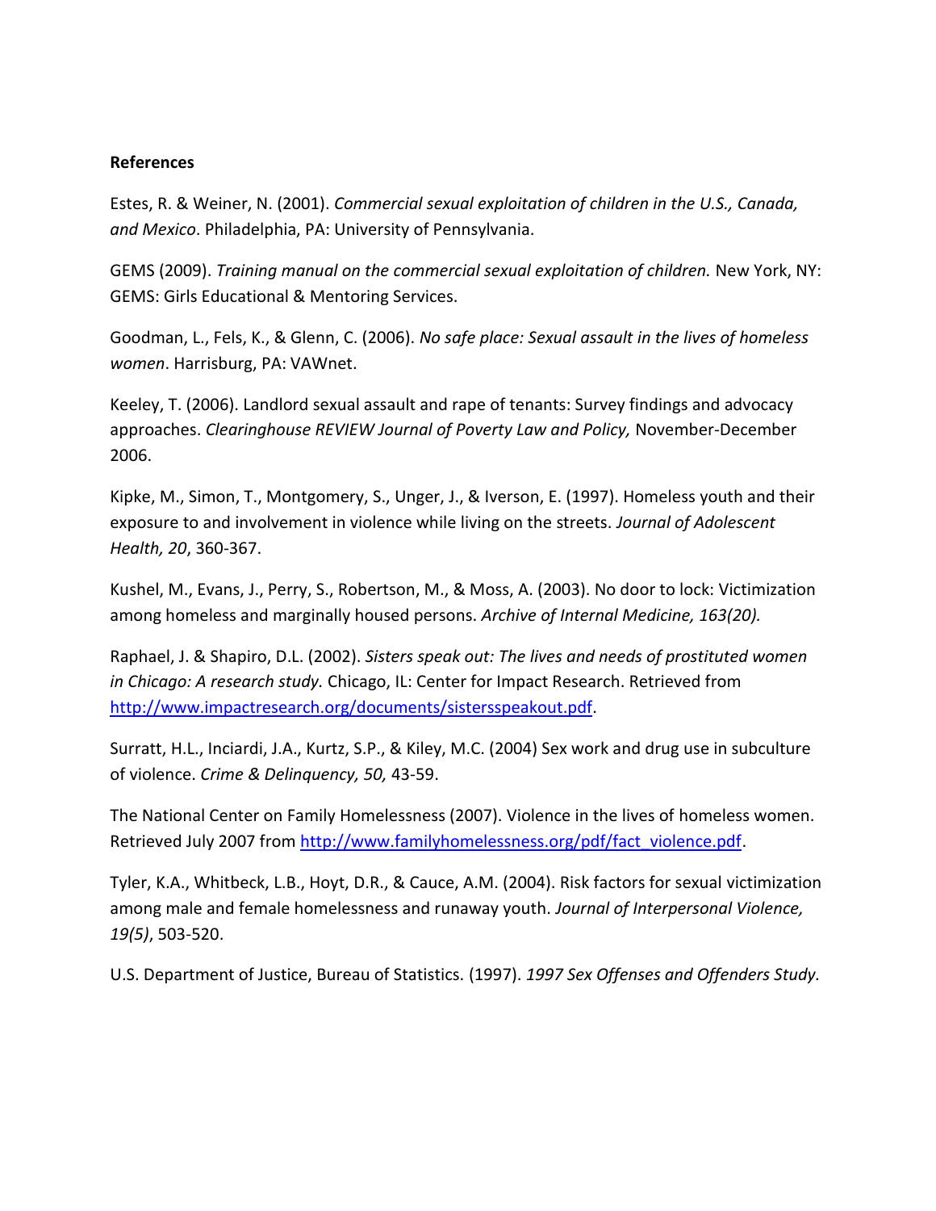**References**

Estes, R. & Weiner, N. (2001). *Commercial sexual exploitation of children in the U.S., Canada, and Mexico*. Philadelphia, PA: University of Pennsylvania.

GEMS (2009). *Training manual on the commercial sexual exploitation of children.* New York, NY: GEMS: Girls Educational & Mentoring Services.

Goodman, L., Fels, K., & Glenn, C. (2006). *No safe place: Sexual assault in the lives of homeless women*. Harrisburg, PA: VAWnet.

Keeley, T. (2006). Landlord sexual assault and rape of tenants: Survey findings and advocacy approaches. *Clearinghouse REVIEW Journal of Poverty Law and Policy,* November-December 2006.

Kipke, M., Simon, T., Montgomery, S., Unger, J., & Iverson, E. (1997). Homeless youth and their exposure to and involvement in violence while living on the streets. *Journal of Adolescent Health, 20*, 360-367.

Kushel, M., Evans, J., Perry, S., Robertson, M., & Moss, A. (2003). No door to lock: Victimization among homeless and marginally housed persons. *Archive of Internal Medicine, 163(20).*

Raphael, J. & Shapiro, D.L. (2002). *Sisters speak out: The lives and needs of prostituted women in Chicago: A research study.* Chicago, IL: Center for Impact Research. Retrieved from http://www.impactresearch.org/documents/sistersspeakout.pdf.

Surratt, H.L., Inciardi, J.A., Kurtz, S.P., & Kiley, M.C. (2004) Sex work and drug use in subculture of violence. *Crime & Delinquency, 50,* 43-59.

The National Center on Family Homelessness (2007). Violence in the lives of homeless women. Retrieved July 2007 from http://www.familyhomelessness.org/pdf/fact_violence.pdf.

Tyler, K.A., Whitbeck, L.B., Hoyt, D.R., & Cauce, A.M. (2004). Risk factors for sexual victimization among male and female homelessness and runaway youth. *Journal of Interpersonal Violence, 19(5)*, 503-520.

U.S. Department of Justice, Bureau of Statistics. (1997). *1997 Sex Offenses and Offenders Study.*